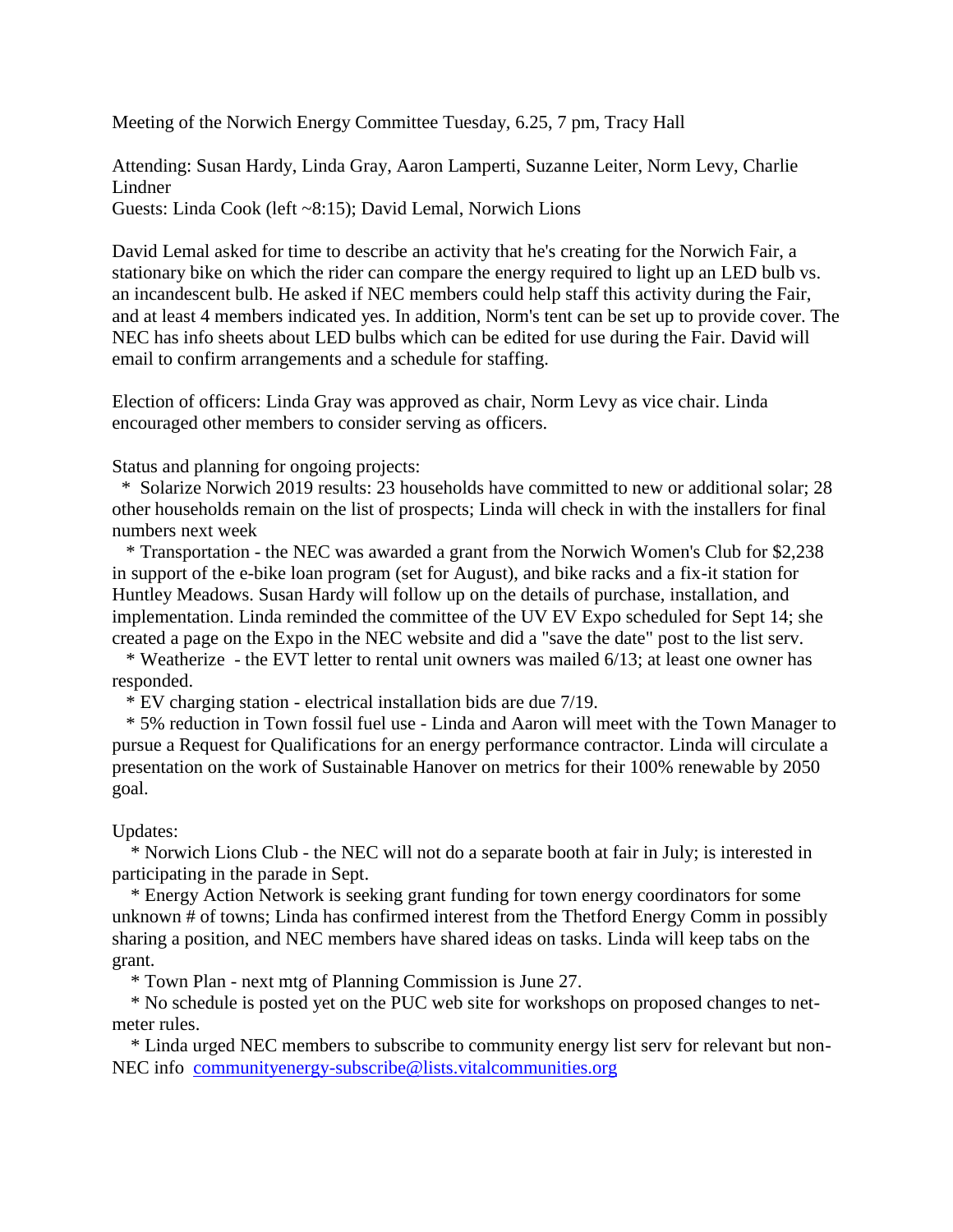Meeting of the Norwich Energy Committee Tuesday, 6.25, 7 pm, Tracy Hall

Attending: Susan Hardy, Linda Gray, Aaron Lamperti, Suzanne Leiter, Norm Levy, Charlie Lindner
Guests: Linda Cook (left ~8:15); David Lemal, Norwich Lions

David Lemal asked for time to describe an activity that he's creating for the Norwich Fair, a stationary bike on which the rider can compare the energy required to light up an LED bulb vs. an incandescent bulb. He asked if NEC members could help staff this activity during the Fair, and at least 4 members indicated yes. In addition, Norm's tent can be set up to provide cover. The NEC has info sheets about LED bulbs which can be edited for use during the Fair. David will email to confirm arrangements and a schedule for staffing.

Election of officers: Linda Gray was approved as chair, Norm Levy as vice chair. Linda encouraged other members to consider serving as officers.

Status and planning for ongoing projects:

* Solarize Norwich 2019 results: 23 households have committed to new or additional solar; 28 other households remain on the list of prospects; Linda will check in with the installers for final numbers next week
* Transportation - the NEC was awarded a grant from the Norwich Women's Club for $2,238 in support of the e-bike loan program (set for August), and bike racks and a fix-it station for Huntley Meadows. Susan Hardy will follow up on the details of purchase, installation, and implementation. Linda reminded the committee of the UV EV Expo scheduled for Sept 14; she created a page on the Expo in the NEC website and did a "save the date" post to the list serv.
* Weatherize - the EVT letter to rental unit owners was mailed 6/13; at least one owner has responded.
* EV charging station - electrical installation bids are due 7/19.
* 5% reduction in Town fossil fuel use - Linda and Aaron will meet with the Town Manager to pursue a Request for Qualifications for an energy performance contractor. Linda will circulate a presentation on the work of Sustainable Hanover on metrics for their 100% renewable by 2050 goal.

Updates:

* Norwich Lions Club - the NEC will not do a separate booth at fair in July; is interested in participating in the parade in Sept.
* Energy Action Network is seeking grant funding for town energy coordinators for some unknown # of towns; Linda has confirmed interest from the Thetford Energy Comm in possibly sharing a position, and NEC members have shared ideas on tasks. Linda will keep tabs on the grant.
* Town Plan - next mtg of Planning Commission is June 27.
* No schedule is posted yet on the PUC web site for workshops on proposed changes to net-meter rules.
* Linda urged NEC members to subscribe to community energy list serv for relevant but non-NEC info communityenergy-subscribe@lists.vitalcommunities.org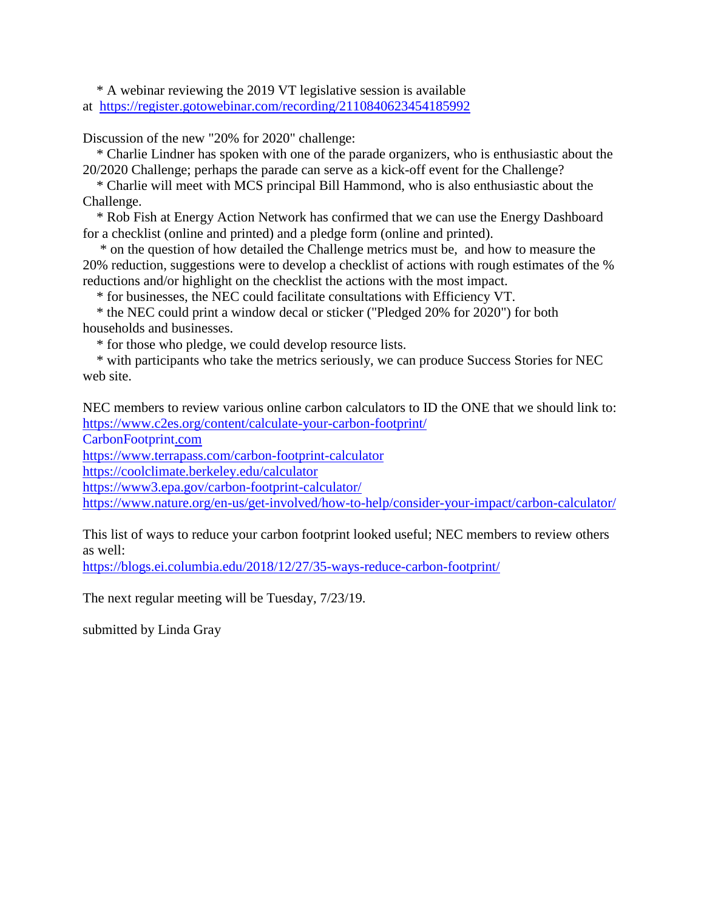* A webinar reviewing the 2019 VT legislative session is available at https://register.gotowebinar.com/recording/2110840623454185992

Discussion of the new "20% for 2020" challenge:

* Charlie Lindner has spoken with one of the parade organizers, who is enthusiastic about the 20/2020 Challenge; perhaps the parade can serve as a kick-off event for the Challenge?
* Charlie will meet with MCS principal Bill Hammond, who is also enthusiastic about the Challenge.
* Rob Fish at Energy Action Network has confirmed that we can use the Energy Dashboard for a checklist (online and printed) and a pledge form (online and printed).
* on the question of how detailed the Challenge metrics must be, and how to measure the 20% reduction, suggestions were to develop a checklist of actions with rough estimates of the % reductions and/or highlight on the checklist the actions with the most impact.
* for businesses, the NEC could facilitate consultations with Efficiency VT.
* the NEC could print a window decal or sticker ("Pledged 20% for 2020") for both households and businesses.
* for those who pledge, we could develop resource lists.
* with participants who take the metrics seriously, we can produce Success Stories for NEC web site.

NEC members to review various online carbon calculators to ID the ONE that we should link to:
https://www.c2es.org/content/calculate-your-carbon-footprint/
CarbonFootprint.com
https://www.terrapass.com/carbon-footprint-calculator
https://coolclimate.berkeley.edu/calculator
https://www3.epa.gov/carbon-footprint-calculator/
https://www.nature.org/en-us/get-involved/how-to-help/consider-your-impact/carbon-calculator/

This list of ways to reduce your carbon footprint looked useful; NEC members to review others as well:
https://blogs.ei.columbia.edu/2018/12/27/35-ways-reduce-carbon-footprint/

The next regular meeting will be Tuesday, 7/23/19.

submitted by Linda Gray